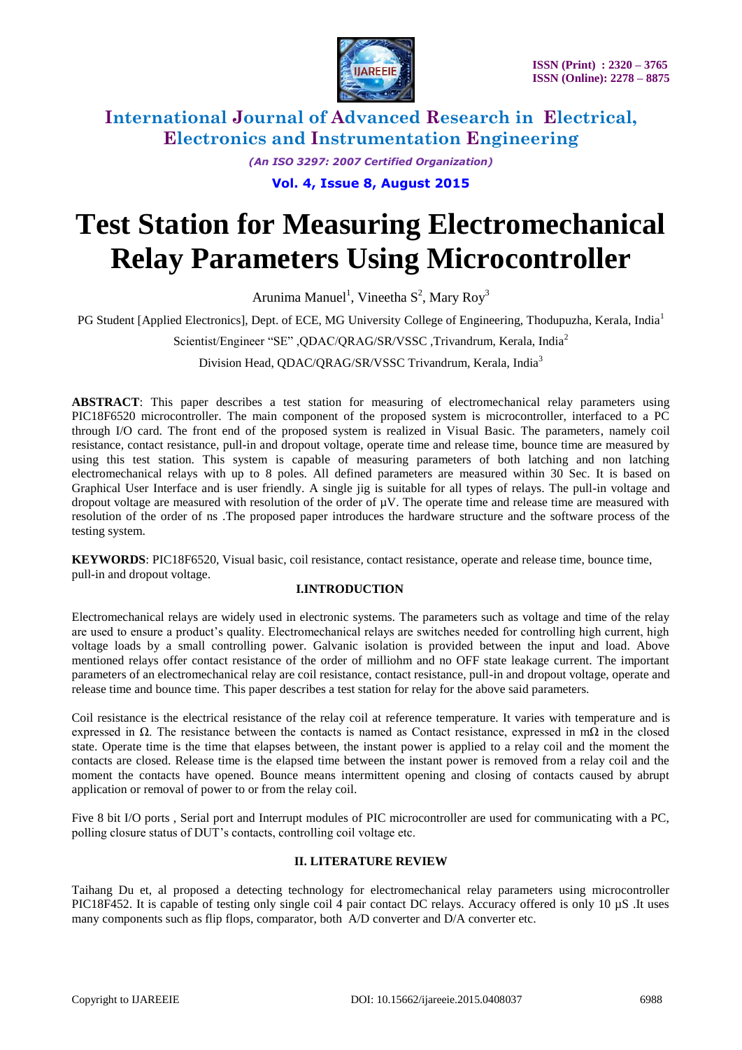# Test Station for Measuring Electromechanical Relay Parameters Using Microcontroller

Arunima Manuel[1], Vineetha S[2], Mary Roy[3]

PG Student [Applied Electronics], Dept. of ECE, MG University College of Engineering, Thodupuzha, Kerala, India[1]

Scientist/Engineer "SE" ,QDAC/QRAG/SR/VSSC ,Trivandrum, Kerala, India[2]

Division Head, QDAC/QRAG/SR/VSSC Trivandrum, Kerala, India[3]

**ABSTRACT**: This paper describes a test station for measuring of electromechanical relay parameters using PIC18F6520 microcontroller. The main component of the proposed system is microcontroller, interfaced to a PC through I/O card. The front end of the proposed system is realized in Visual Basic. The parameters, namely coil resistance, contact resistance, pull-in and dropout voltage, operate time and release time, bounce time are measured by using this test station. This system is capable of measuring parameters of both latching and non latching electromechanical relays with up to 8 poles. All defined parameters are measured within 30 Sec. It is based on Graphical User Interface and is user friendly. A single jig is suitable for all types of relays. The pull-in voltage and dropout voltage are measured with resolution of the order of µV. The operate time and release time are measured with resolution of the order of ns .The proposed paper introduces the hardware structure and the software process of the testing system.

**KEYWORDS**: PIC18F6520, Visual basic, coil resistance, contact resistance, operate and release time, bounce time, pull-in and dropout voltage.

## I.INTRODUCTION

Electromechanical relays are widely used in electronic systems. The parameters such as voltage and time of the relay are used to ensure a product's quality. Electromechanical relays are switches needed for controlling high current, high voltage loads by a small controlling power. Galvanic isolation is provided between the input and load. Above mentioned relays offer contact resistance of the order of milliohm and no OFF state leakage current. The important parameters of an electromechanical relay are coil resistance, contact resistance, pull-in and dropout voltage, operate and release time and bounce time. This paper describes a test station for relay for the above said parameters.

Coil resistance is the electrical resistance of the relay coil at reference temperature. It varies with temperature and is expressed in Ω. The resistance between the contacts is named as Contact resistance, expressed in mΩ in the closed state. Operate time is the time that elapses between, the instant power is applied to a relay coil and the moment the contacts are closed. Release time is the elapsed time between the instant power is removed from a relay coil and the moment the contacts have opened. Bounce means intermittent opening and closing of contacts caused by abrupt application or removal of power to or from the relay coil.

Five 8 bit I/O ports , Serial port and Interrupt modules of PIC microcontroller are used for communicating with a PC, polling closure status of DUT's contacts, controlling coil voltage etc.

## II. LITERATURE REVIEW

Taihang Du et, al proposed a detecting technology for electromechanical relay parameters using microcontroller PIC18F452. It is capable of testing only single coil 4 pair contact DC relays. Accuracy offered is only 10 µS .It uses many components such as flip flops, comparator, both A/D converter and D/A converter etc.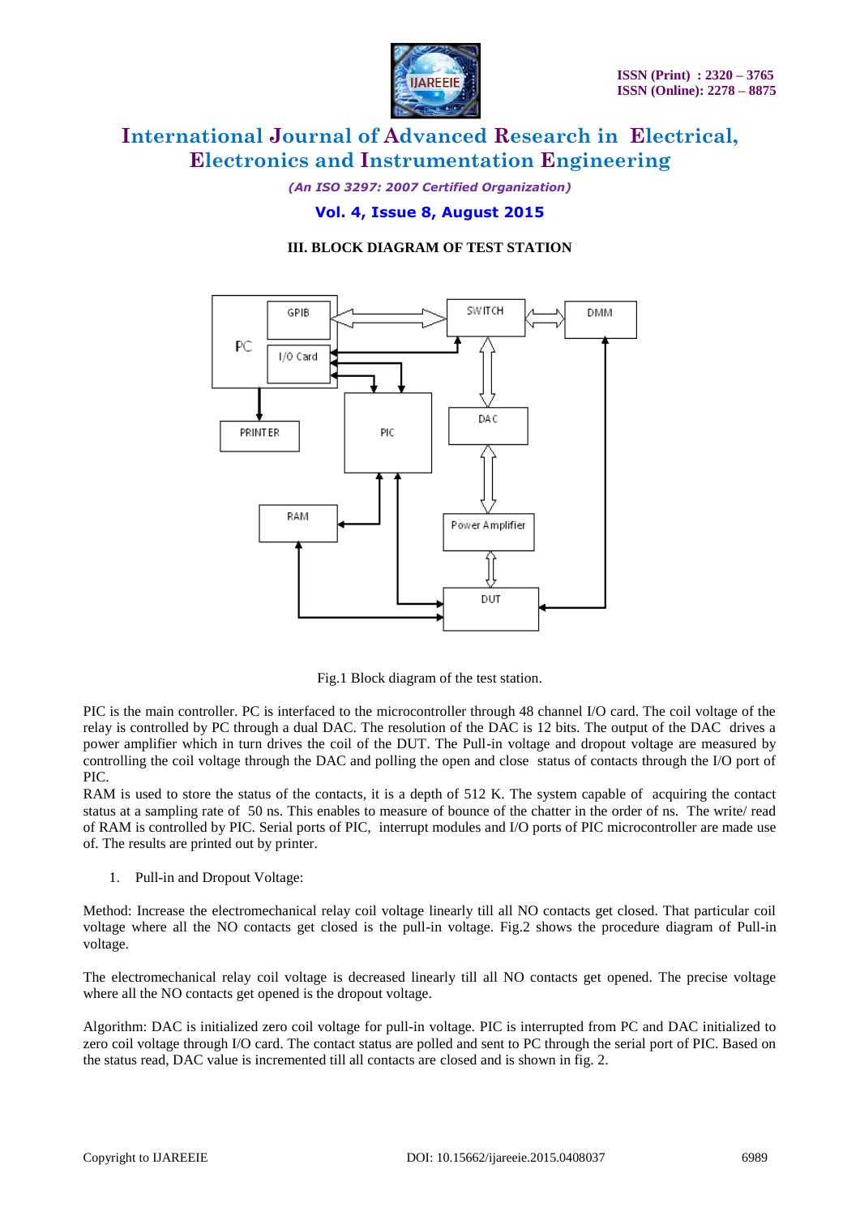### III. BLOCK DIAGRAM OF TEST STATION

Fig.1 Block diagram of the test station.

PIC is the main controller. PC is interfaced to the microcontroller through 48 channel I/O card. The coil voltage of the relay is controlled by PC through a dual DAC. The resolution of the DAC is 12 bits. The output of the DAC drives a power amplifier which in turn drives the coil of the DUT. The Pull-in voltage and dropout voltage are measured by controlling the coil voltage through the DAC and polling the open and close status of contacts through the I/O port of PIC.

RAM is used to store the status of the contacts, it is a depth of 512 K. The system capable of acquiring the contact status at a sampling rate of 50 ns. This enables to measure of bounce of the chatter in the order of ns. The write/ read of RAM is controlled by PIC. Serial ports of PIC, interrupt modules and I/O ports of PIC microcontroller are made use of. The results are printed out by printer.

1. Pull-in and Dropout Voltage:

Method: Increase the electromechanical relay coil voltage linearly till all NO contacts get closed. That particular coil voltage where all the NO contacts get closed is the pull-in voltage. Fig.2 shows the procedure diagram of Pull-in voltage.

The electromechanical relay coil voltage is decreased linearly till all NO contacts get opened. The precise voltage where all the NO contacts get opened is the dropout voltage.

Algorithm: DAC is initialized zero coil voltage for pull-in voltage. PIC is interrupted from PC and DAC initialized to zero coil voltage through I/O card. The contact status are polled and sent to PC through the serial port of PIC. Based on the status read, DAC value is incremented till all contacts are closed and is shown in fig. 2.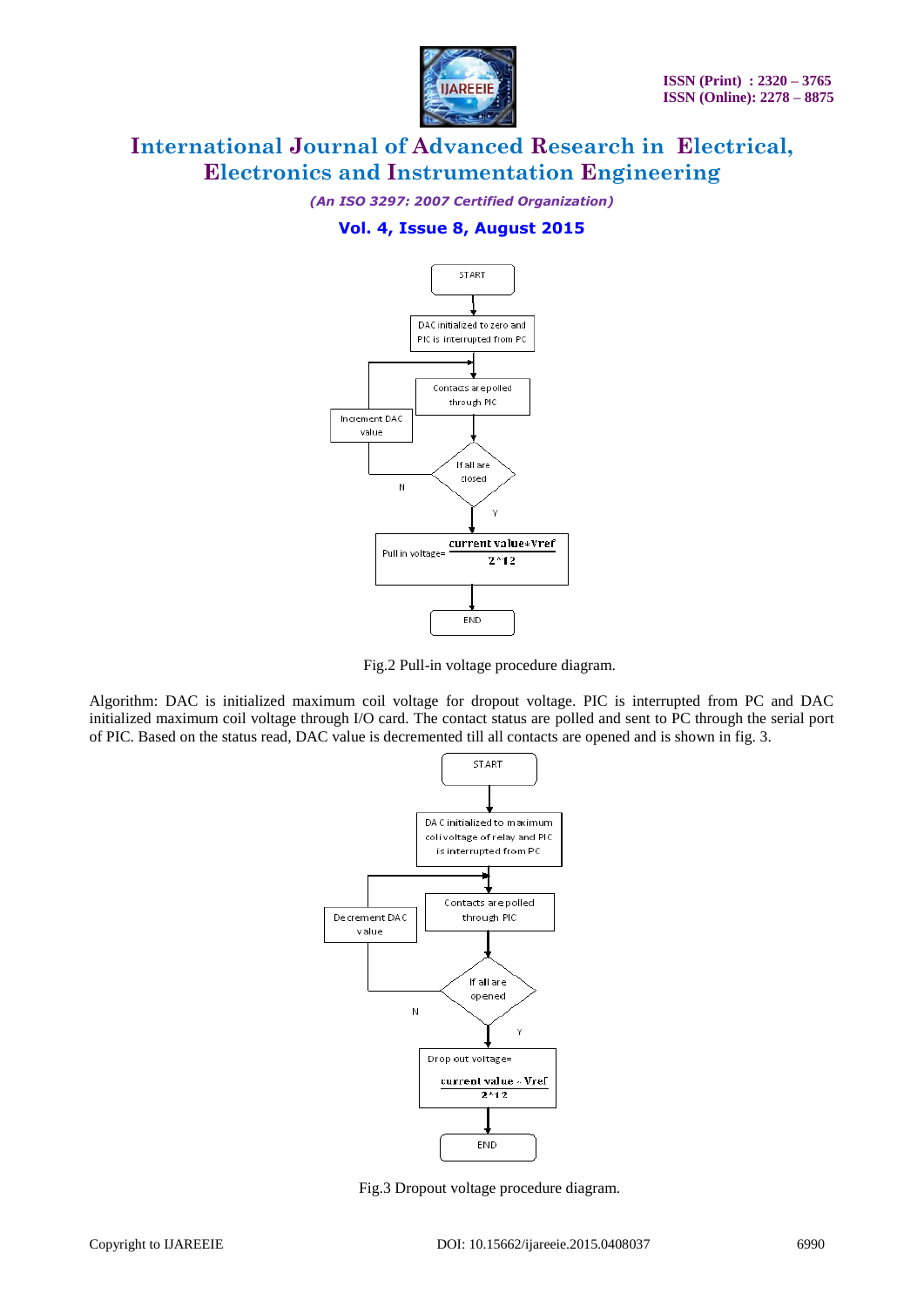Fig.2 Pull-in voltage procedure diagram.

Algorithm: DAC is initialized maximum coil voltage for dropout voltage. PIC is interrupted from PC and DAC initialized maximum coil voltage through I/O card. The contact status are polled and sent to PC through the serial port of PIC. Based on the status read, DAC value is decremented till all contacts are opened and is shown in fig. 3.

Fig.3 Dropout voltage procedure diagram.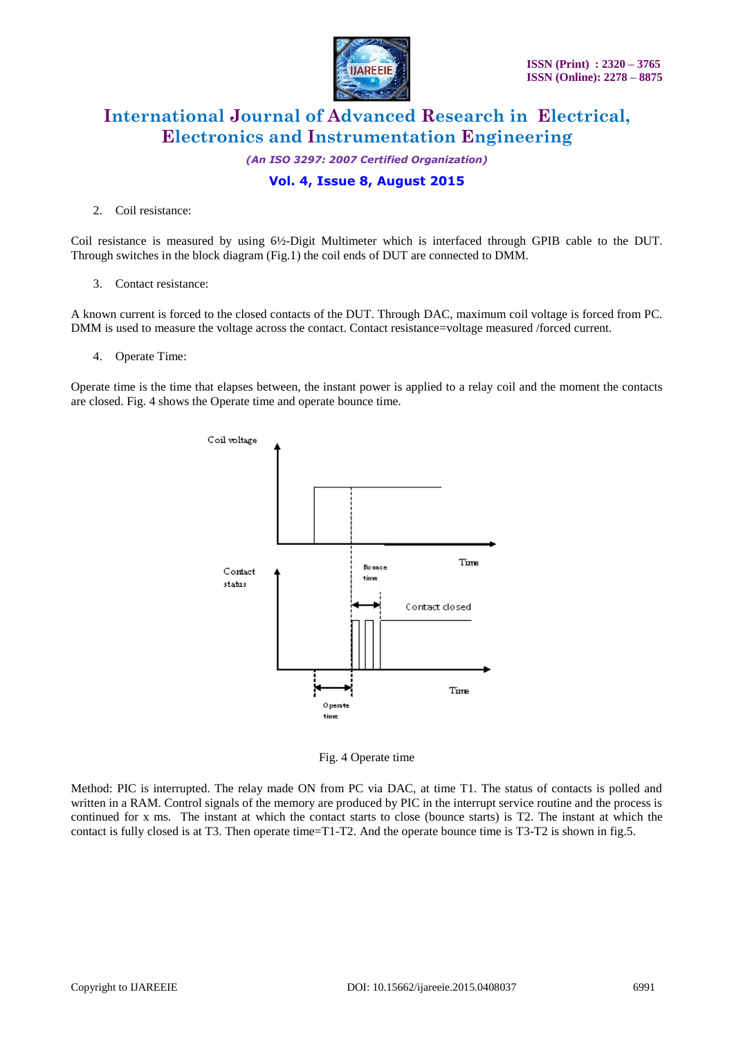2. Coil resistance:

Coil resistance is measured by using 6½-Digit Multimeter which is interfaced through GPIB cable to the DUT. Through switches in the block diagram (Fig.1) the coil ends of DUT are connected to DMM.

3. Contact resistance:

A known current is forced to the closed contacts of the DUT. Through DAC, maximum coil voltage is forced from PC. DMM is used to measure the voltage across the contact. Contact resistance=voltage measured /forced current.

4. Operate Time:

Operate time is the time that elapses between, the instant power is applied to a relay coil and the moment the contacts are closed. Fig. 4 shows the Operate time and operate bounce time.

Fig. 4 Operate time

Method: PIC is interrupted. The relay made ON from PC via DAC, at time T1. The status of contacts is polled and written in a RAM. Control signals of the memory are produced by PIC in the interrupt service routine and the process is continued for x ms. The instant at which the contact starts to close (bounce starts) is T2. The instant at which the contact is fully closed is at T3. Then operate time=T1-T2. And the operate bounce time is T3-T2 is shown in fig.5.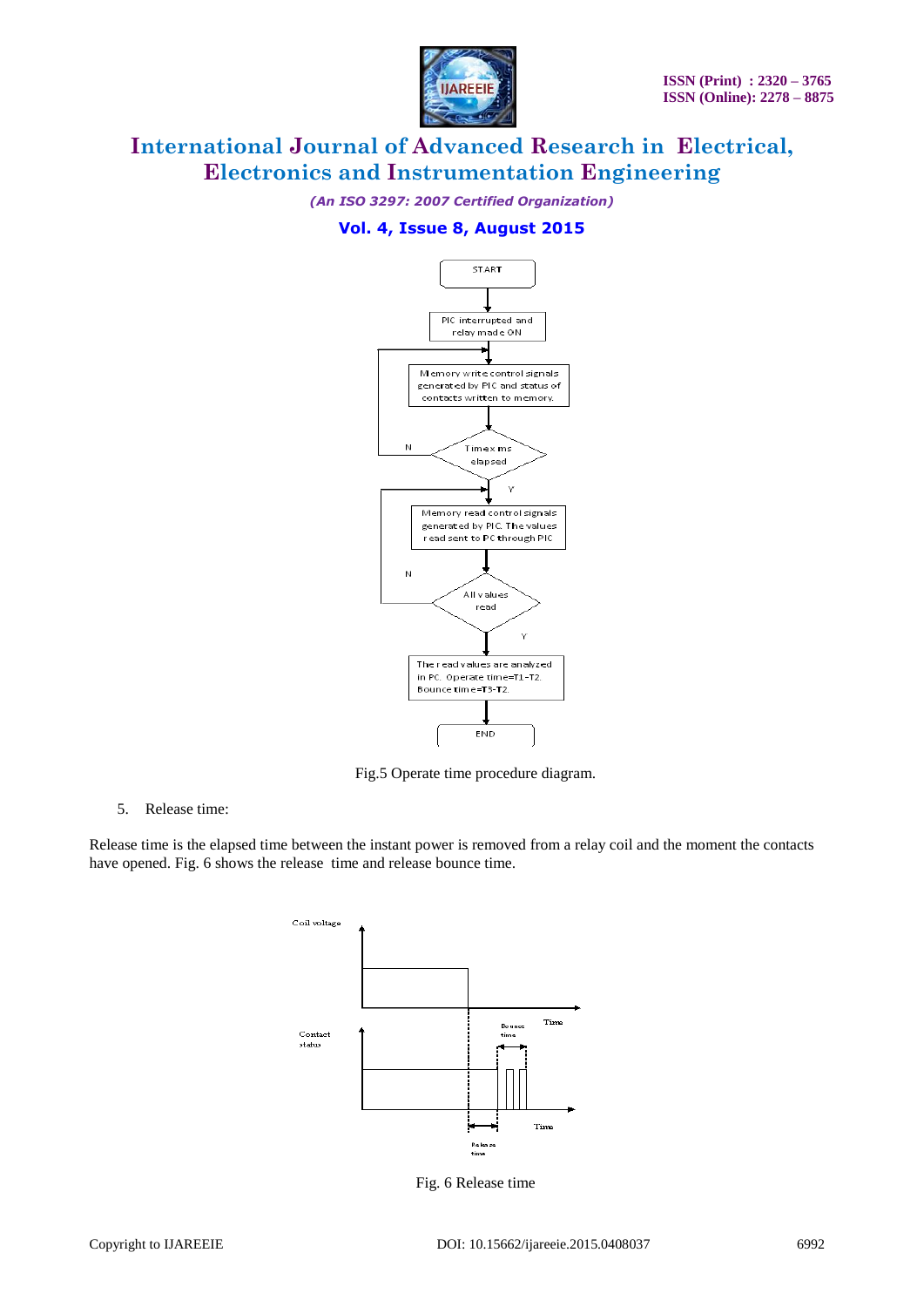Fig.5 Operate time procedure diagram.

5. Release time:

Release time is the elapsed time between the instant power is removed from a relay coil and the moment the contacts have opened. Fig. 6 shows the release time and release bounce time.

Fig. 6 Release time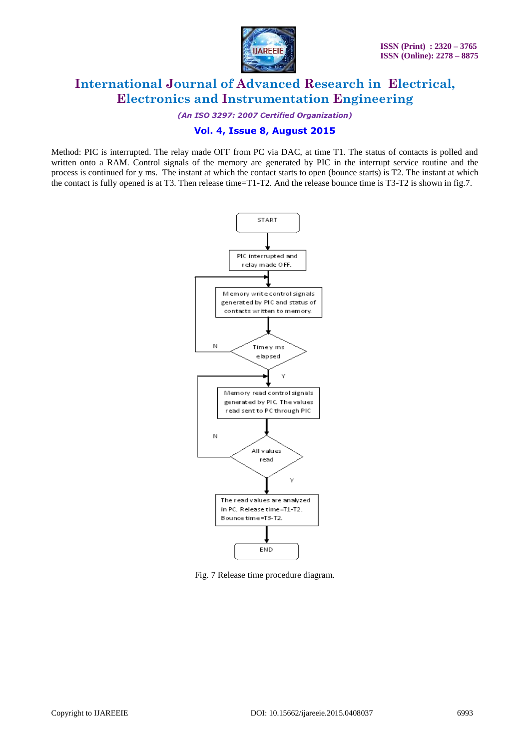Method: PIC is interrupted. The relay made OFF from PC via DAC, at time T1. The status of contacts is polled and written onto a RAM. Control signals of the memory are generated by PIC in the interrupt service routine and the process is continued for y ms. The instant at which the contact starts to open (bounce starts) is T2. The instant at which the contact is fully opened is at T3. Then release time=T1-T2. And the release bounce time is T3-T2 is shown in fig.7.

Fig. 7 Release time procedure diagram.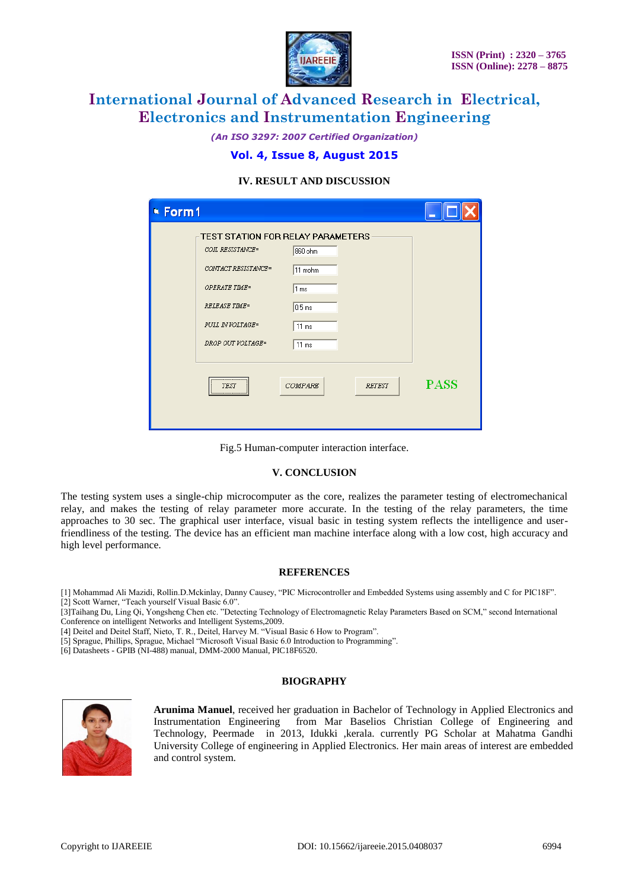## IV. RESULT AND DISCUSSION

Form1

TEST STATION FOR RELAY PARAMETERS

COIL RESISTANCE= 860 ohm

CONTACT RESISTANCE= 11 mohm

OPERATE TIME= 1 ms

RELEASE TIME= 0.5 ms

PULL IN VOLTAGE= 11 ms

DROP OUT VOLTAGE= 11 ms

TEST COMPARE RETEST PASS

Fig.5 Human-computer interaction interface.

## V. CONCLUSION

The testing system uses a single-chip microcomputer as the core, realizes the parameter testing of electromechanical relay, and makes the testing of relay parameter more accurate. In the testing of the relay parameters, the time approaches to 30 sec. The graphical user interface, visual basic in testing system reflects the intelligence and user-friendliness of the testing. The device has an efficient man machine interface along with a low cost, high accuracy and high level performance.

## REFERENCES

[1] Mohammad Ali Mazidi, Rollin.D.Mckinlay, Danny Causey, "PIC Microcontroller and Embedded Systems using assembly and C for PIC18F".
[2] Scott Warner, "Teach yourself Visual Basic 6.0".
[3]Taihang Du, Ling Qi, Yongsheng Chen etc. "Detecting Technology of Electromagnetic Relay Parameters Based on SCM," second International Conference on intelligent Networks and Intelligent Systems,2009.
[4] Deitel and Deitel Staff, Nieto, T. R., Deitel, Harvey M. "Visual Basic 6 How to Program".
[5] Sprague, Phillips, Sprague, Michael "Microsoft Visual Basic 6.0 Introduction to Programming".
[6] Datasheets - GPIB (NI-488) manual, DMM-2000 Manual, PIC18F6520.

## BIOGRAPHY

**Arunima Manuel**, received her graduation in Bachelor of Technology in Applied Electronics and Instrumentation Engineering from Mar Baselios Christian College of Engineering and Technology, Peermade in 2013, Idukki ,kerala. currently PG Scholar at Mahatma Gandhi University College of engineering in Applied Electronics. Her main areas of interest are embedded and control system.